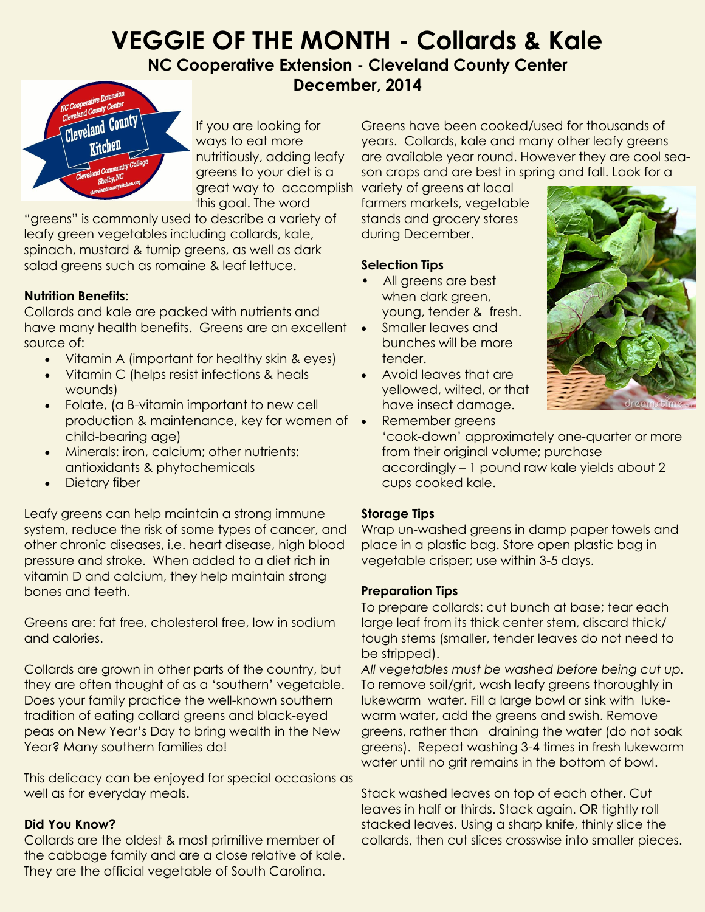# VEGGIE OF THE MONTH - Collards & Kale

## NC Cooperative Extension - Cleveland County Center

## December, 2014

If you are looking for ways to eat more nutritiously, adding leafy greens to your diet is a great way to accomplish this goal. The word "greens" is commonly used to describe a variety of leafy green vegetables including collards, kale, spinach, mustard & turnip greens, as well as dark salad greens such as romaine & leaf lettuce.

**Nutrition Benefits:**

Collards and kale are packed with nutrients and have many health benefits. Greens are an excellent source of:

- Vitamin A (important for healthy skin & eyes)
- Vitamin C (helps resist infections & heals wounds)
- Folate, (a B-vitamin important to new cell production & maintenance, key for women of child-bearing age)
- Minerals: iron, calcium; other nutrients: antioxidants & phytochemicals
- Dietary fiber

Leafy greens can help maintain a strong immune system, reduce the risk of some types of cancer, and other chronic diseases, i.e. heart disease, high blood pressure and stroke. When added to a diet rich in vitamin D and calcium, they help maintain strong bones and teeth.

Greens are: fat free, cholesterol free, low in sodium and calories.

Collards are grown in other parts of the country, but they are often thought of as a 'southern' vegetable. Does your family practice the well-known southern tradition of eating collard greens and black-eyed peas on New Year's Day to bring wealth in the New Year? Many southern families do!

This delicacy can be enjoyed for special occasions as well as for everyday meals.

**Did You Know?**

Collards are the oldest & most primitive member of the cabbage family and are a close relative of kale. They are the official vegetable of South Carolina.

Greens have been cooked/used for thousands of years. Collards, kale and many other leafy greens are available year round. However they are cool season crops and are best in spring and fall. Look for a variety of greens at local farmers markets, vegetable stands and grocery stores during December.

**Selection Tips**

- All greens are best when dark green, young, tender & fresh.
- Smaller leaves and bunches will be more tender.
- Avoid leaves that are yellowed, wilted, or that have insect damage.
- Remember greens 'cook-down' approximately one-quarter or more from their original volume; purchase accordingly – 1 pound raw kale yields about 2 cups cooked kale.

**Storage Tips**

Wrap un-washed greens in damp paper towels and place in a plastic bag. Store open plastic bag in vegetable crisper; use within 3-5 days.

**Preparation Tips**

To prepare collards: cut bunch at base; tear each large leaf from its thick center stem, discard thick/tough stems (smaller, tender leaves do not need to be stripped).

*All vegetables must be washed before being cut up.* To remove soil/grit, wash leafy greens thoroughly in lukewarm water. Fill a large bowl or sink with lukewarm water, add the greens and swish. Remove greens, rather than draining the water (do not soak greens). Repeat washing 3-4 times in fresh lukewarm water until no grit remains in the bottom of bowl.

Stack washed leaves on top of each other. Cut leaves in half or thirds. Stack again. OR tightly roll stacked leaves. Using a sharp knife, thinly slice the collards, then cut slices crosswise into smaller pieces.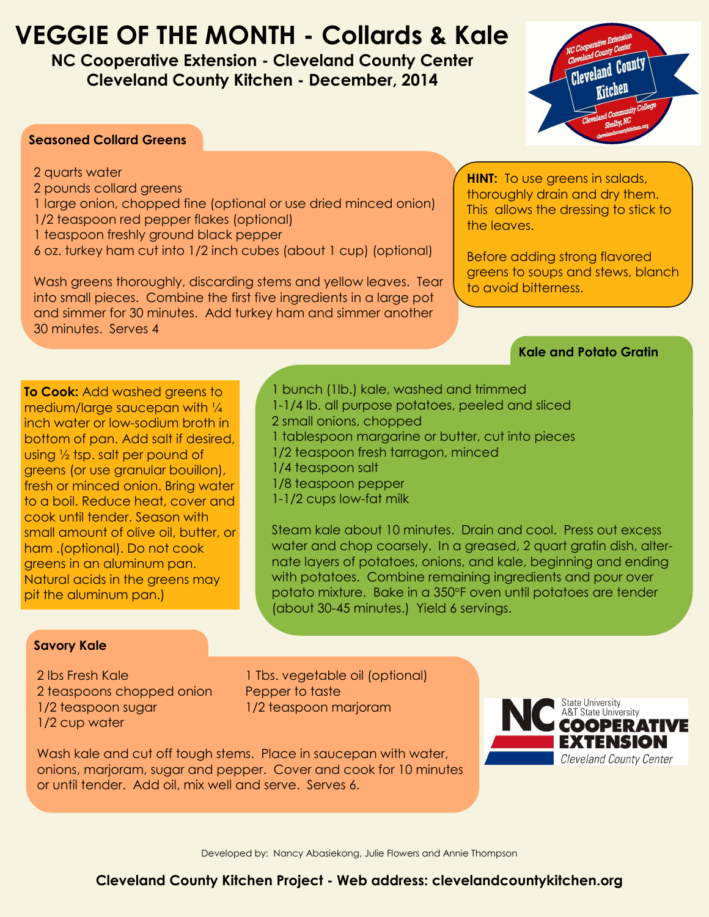# VEGGIE OF THE MONTH - Collards & Kale

**NC Cooperative Extension - Cleveland County Center**
**Cleveland County Kitchen - December, 2014**

### Seasoned Collard Greens

2 quarts water
2 pounds collard greens
1 large onion, chopped fine (optional or use dried minced onion)
1/2 teaspoon red pepper flakes (optional)
1 teaspoon freshly ground black pepper
6 oz. turkey ham cut into 1/2 inch cubes (about 1 cup) (optional)

Wash greens thoroughly, discarding stems and yellow leaves. Tear into small pieces. Combine the first five ingredients in a large pot and simmer for 30 minutes. Add turkey ham and simmer another 30 minutes. Serves 4

**HINT:** To use greens in salads, thoroughly drain and dry them. This allows the dressing to stick to the leaves.

Before adding strong flavored greens to soups and stews, blanch to avoid bitterness.

**To Cook:** Add washed greens to medium/large saucepan with ¼ inch water or low-sodium broth in bottom of pan. Add salt if desired, using ½ tsp. salt per pound of greens (or use granular bouillon), fresh or minced onion. Bring water to a boil. Reduce heat, cover and cook until tender. Season with small amount of olive oil, butter, or ham .(optional). Do not cook greens in an aluminum pan. Natural acids in the greens may pit the aluminum pan.)

### Kale and Potato Gratin

1 bunch (1lb.) kale, washed and trimmed
1-1/4 lb. all purpose potatoes, peeled and sliced
2 small onions, chopped
1 tablespoon margarine or butter, cut into pieces
1/2 teaspoon fresh tarragon, minced
1/4 teaspoon salt
1/8 teaspoon pepper
1-1/2 cups low-fat milk

Steam kale about 10 minutes. Drain and cool. Press out excess water and chop coarsely. In a greased, 2 quart gratin dish, alternate layers of potatoes, onions, and kale, beginning and ending with potatoes. Combine remaining ingredients and pour over potato mixture. Bake in a 350°F oven until potatoes are tender (about 30-45 minutes.) Yield 6 servings.

### Savory Kale

2 lbs Fresh Kale
2 teaspoons chopped onion
1/2 teaspoon sugar
1/2 cup water
1 Tbs. vegetable oil (optional)
Pepper to taste
1/2 teaspoon marjoram

Wash kale and cut off tough stems. Place in saucepan with water, onions, marjoram, sugar and pepper. Cover and cook for 10 minutes or until tender. Add oil, mix well and serve. Serves 6.

Developed by: Nancy Abasiekong, Julie Flowers and Annie Thompson

**Cleveland County Kitchen Project - Web address: clevelandcountykitchen.org**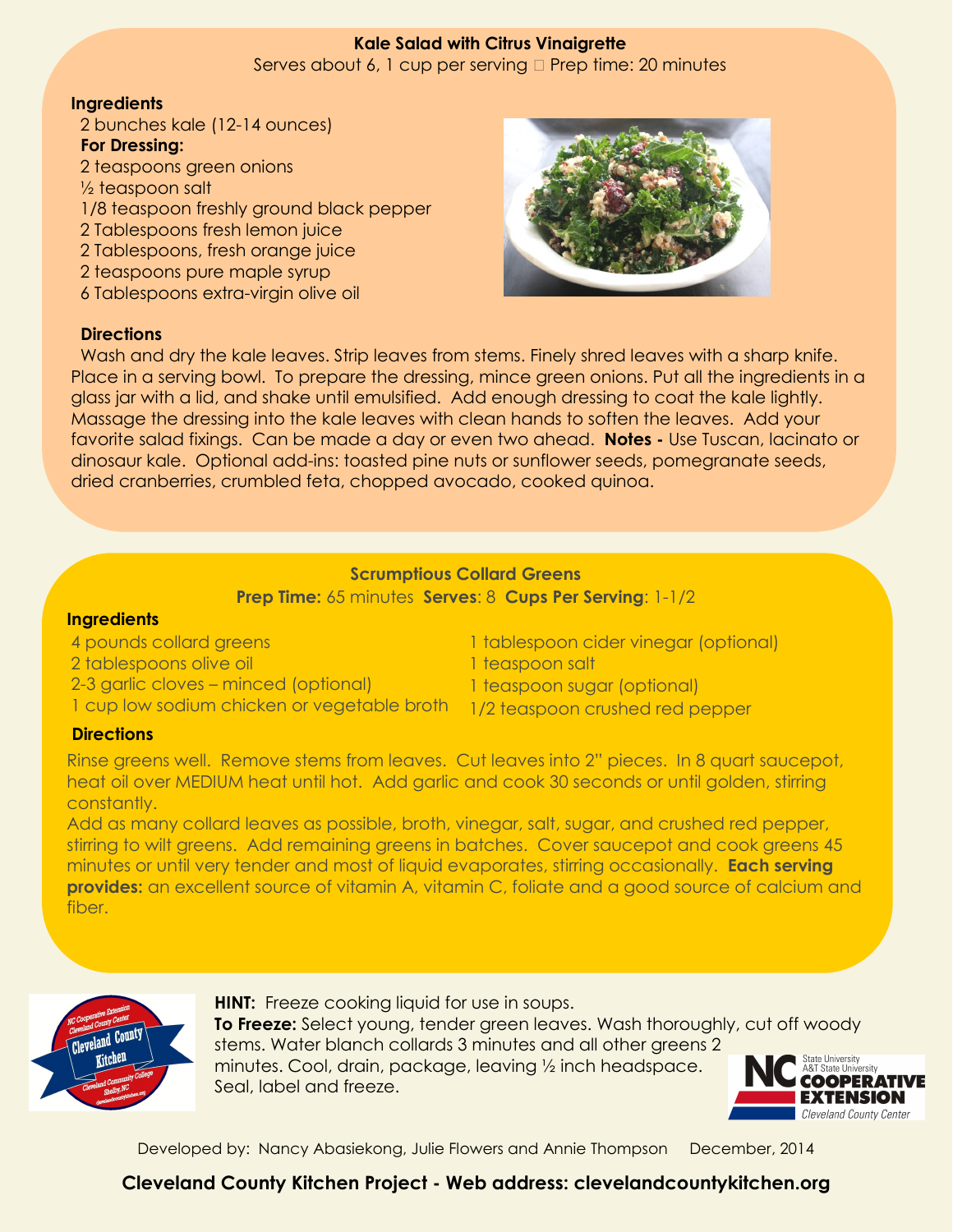## Kale Salad with Citrus Vinaigrette

Serves about 6, 1 cup per serving  Prep time: 20 minutes

**Ingredients**

2 bunches kale (12-14 ounces)

**For Dressing:**

2 teaspoons green onions
½ teaspoon salt
1/8 teaspoon freshly ground black pepper
2 Tablespoons fresh lemon juice
2 Tablespoons, fresh orange juice
2 teaspoons pure maple syrup
6 Tablespoons extra-virgin olive oil

**Directions**

Wash and dry the kale leaves. Strip leaves from stems. Finely shred leaves with a sharp knife. Place in a serving bowl. To prepare the dressing, mince green onions. Put all the ingredients in a glass jar with a lid, and shake until emulsified. Add enough dressing to coat the kale lightly. Massage the dressing into the kale leaves with clean hands to soften the leaves. Add your favorite salad fixings. Can be made a day or even two ahead. **Notes -** Use Tuscan, lacinato or dinosaur kale. Optional add-ins: toasted pine nuts or sunflower seeds, pomegranate seeds, dried cranberries, crumbled feta, chopped avocado, cooked quinoa.

## Scrumptious Collard Greens

**Prep Time:** 65 minutes **Serves**: 8 **Cups Per Serving**: 1-1/2

**Ingredients**

4 pounds collard greens
2 tablespoons olive oil
2-3 garlic cloves – minced (optional)
1 cup low sodium chicken or vegetable broth
1 tablespoon cider vinegar (optional)
1 teaspoon salt
1 teaspoon sugar (optional)
1/2 teaspoon crushed red pepper

**Directions**

Rinse greens well. Remove stems from leaves. Cut leaves into 2" pieces. In 8 quart saucepot, heat oil over MEDIUM heat until hot. Add garlic and cook 30 seconds or until golden, stirring constantly.

Add as many collard leaves as possible, broth, vinegar, salt, sugar, and crushed red pepper, stirring to wilt greens. Add remaining greens in batches. Cover saucepot and cook greens 45 minutes or until very tender and most of liquid evaporates, stirring occasionally. **Each serving provides:** an excellent source of vitamin A, vitamin C, foliate and a good source of calcium and fiber.

**HINT:** Freeze cooking liquid for use in soups.

**To Freeze:** Select young, tender green leaves. Wash thoroughly, cut off woody stems. Water blanch collards 3 minutes and all other greens 2 minutes. Cool, drain, package, leaving ½ inch headspace. Seal, label and freeze.

Developed by: Nancy Abasiekong, Julie Flowers and Annie Thompson December, 2014

**Cleveland County Kitchen Project - Web address: clevelandcountykitchen.org**